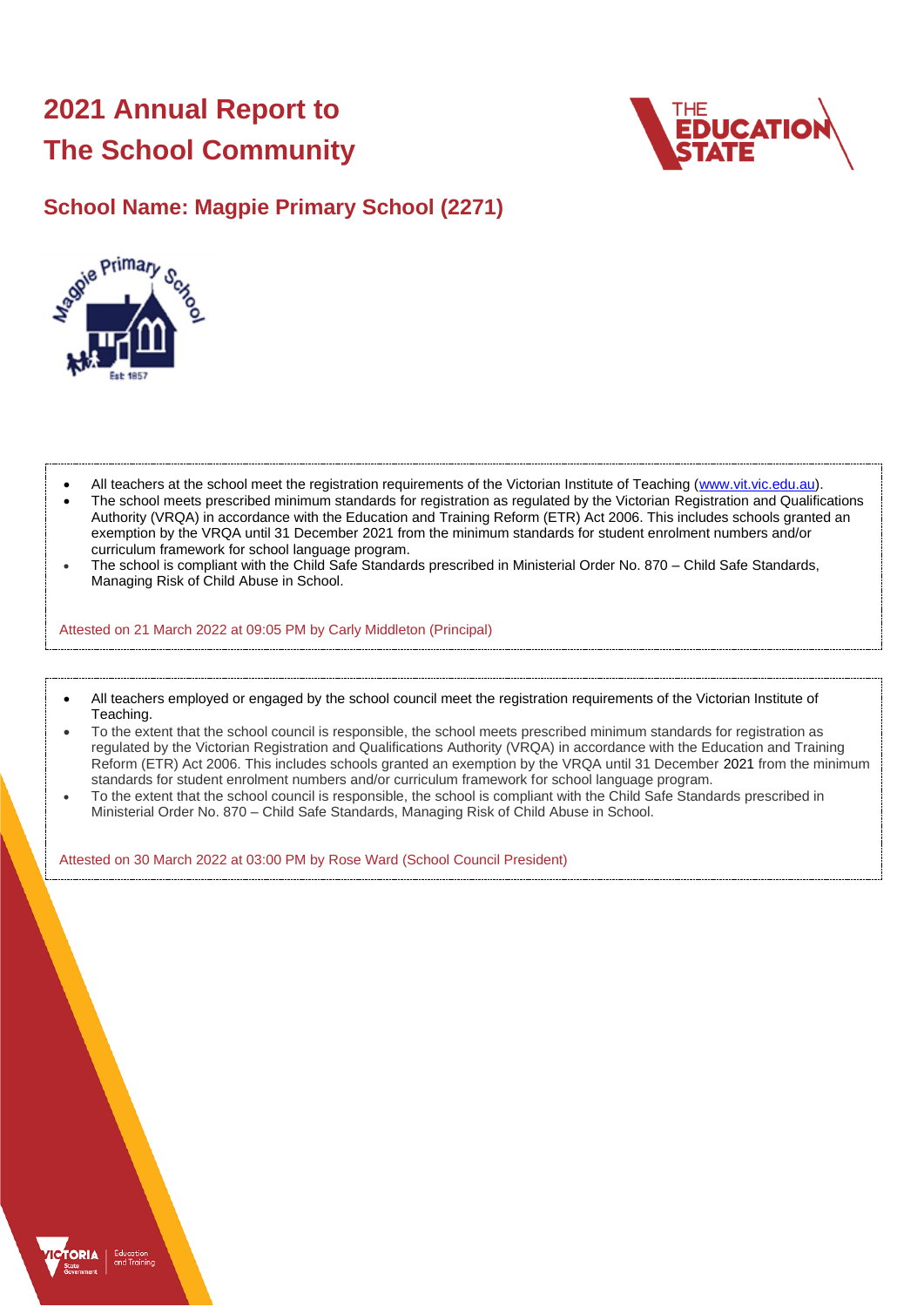# 2021 Annual Report to The School Community

## School Name: Magpie Primary School (2271)

- All teachers at the school meet the registration requirements of the Victorian Institute of Teaching (www.vit.vic.edu.au).
- The school meets prescribed minimum standards for registration as regulated by the Victorian Registration and Qualifications Authority (VRQA) in accordance with the Education and Training Reform (ETR) Act 2006. This includes schools granted an exemption by the VRQA until 31 December 2021 from the minimum standards for student enrolment numbers and/or curriculum framework for school language program.
- The school is compliant with the Child Safe Standards prescribed in Ministerial Order No. 870 – Child Safe Standards, Managing Risk of Child Abuse in School.

Attested on 21 March 2022 at 09:05 PM by Carly Middleton (Principal)

- All teachers employed or engaged by the school council meet the registration requirements of the Victorian Institute of Teaching.
- To the extent that the school council is responsible, the school meets prescribed minimum standards for registration as regulated by the Victorian Registration and Qualifications Authority (VRQA) in accordance with the Education and Training Reform (ETR) Act 2006. This includes schools granted an exemption by the VRQA until 31 December 2021 from the minimum standards for student enrolment numbers and/or curriculum framework for school language program.
- To the extent that the school council is responsible, the school is compliant with the Child Safe Standards prescribed in Ministerial Order No. 870 – Child Safe Standards, Managing Risk of Child Abuse in School.

Attested on 30 March 2022 at 03:00 PM by Rose Ward (School Council President)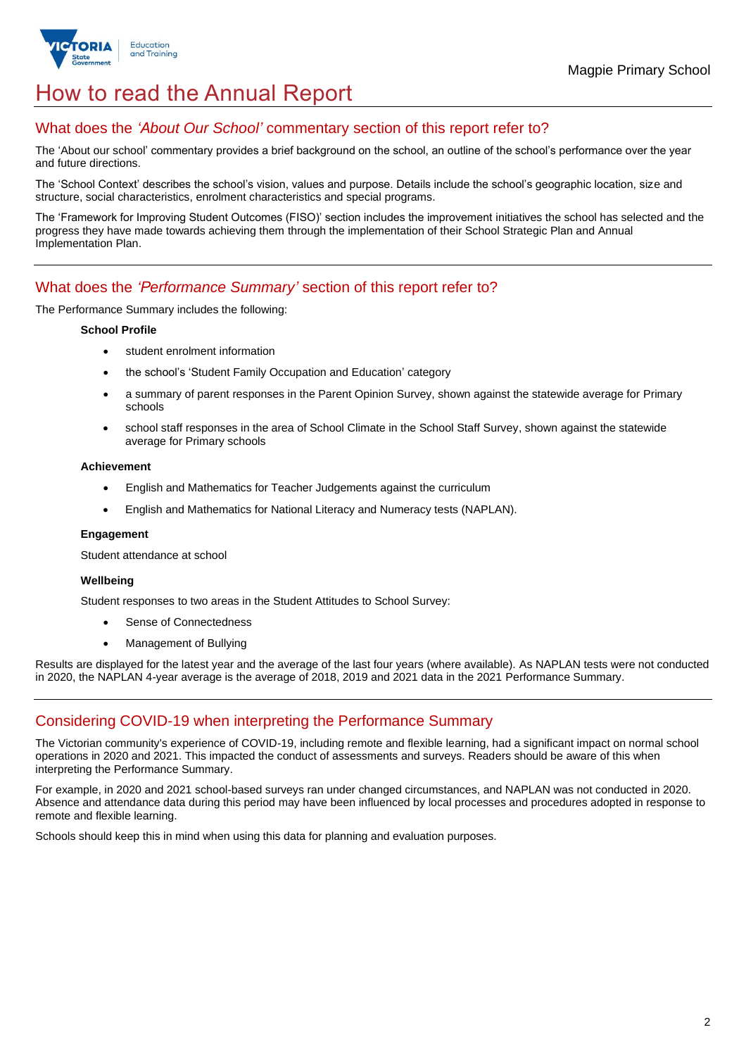# How to read the Annual Report

## What does the *'About Our School'* commentary section of this report refer to?

The 'About our school' commentary provides a brief background on the school, an outline of the school's performance over the year and future directions.

The 'School Context' describes the school's vision, values and purpose. Details include the school's geographic location, size and structure, social characteristics, enrolment characteristics and special programs.

The 'Framework for Improving Student Outcomes (FISO)' section includes the improvement initiatives the school has selected and the progress they have made towards achieving them through the implementation of their School Strategic Plan and Annual Implementation Plan.

## What does the *'Performance Summary'* section of this report refer to?

The Performance Summary includes the following:

**School Profile**

- student enrolment information
- the school's 'Student Family Occupation and Education' category
- a summary of parent responses in the Parent Opinion Survey, shown against the statewide average for Primary schools
- school staff responses in the area of School Climate in the School Staff Survey, shown against the statewide average for Primary schools

**Achievement**

- English and Mathematics for Teacher Judgements against the curriculum
- English and Mathematics for National Literacy and Numeracy tests (NAPLAN).

**Engagement**

Student attendance at school

**Wellbeing**

Student responses to two areas in the Student Attitudes to School Survey:

- Sense of Connectedness
- Management of Bullying

Results are displayed for the latest year and the average of the last four years (where available). As NAPLAN tests were not conducted in 2020, the NAPLAN 4-year average is the average of 2018, 2019 and 2021 data in the 2021 Performance Summary.

## Considering COVID-19 when interpreting the Performance Summary

The Victorian community's experience of COVID-19, including remote and flexible learning, had a significant impact on normal school operations in 2020 and 2021. This impacted the conduct of assessments and surveys. Readers should be aware of this when interpreting the Performance Summary.

For example, in 2020 and 2021 school-based surveys ran under changed circumstances, and NAPLAN was not conducted in 2020. Absence and attendance data during this period may have been influenced by local processes and procedures adopted in response to remote and flexible learning.

Schools should keep this in mind when using this data for planning and evaluation purposes.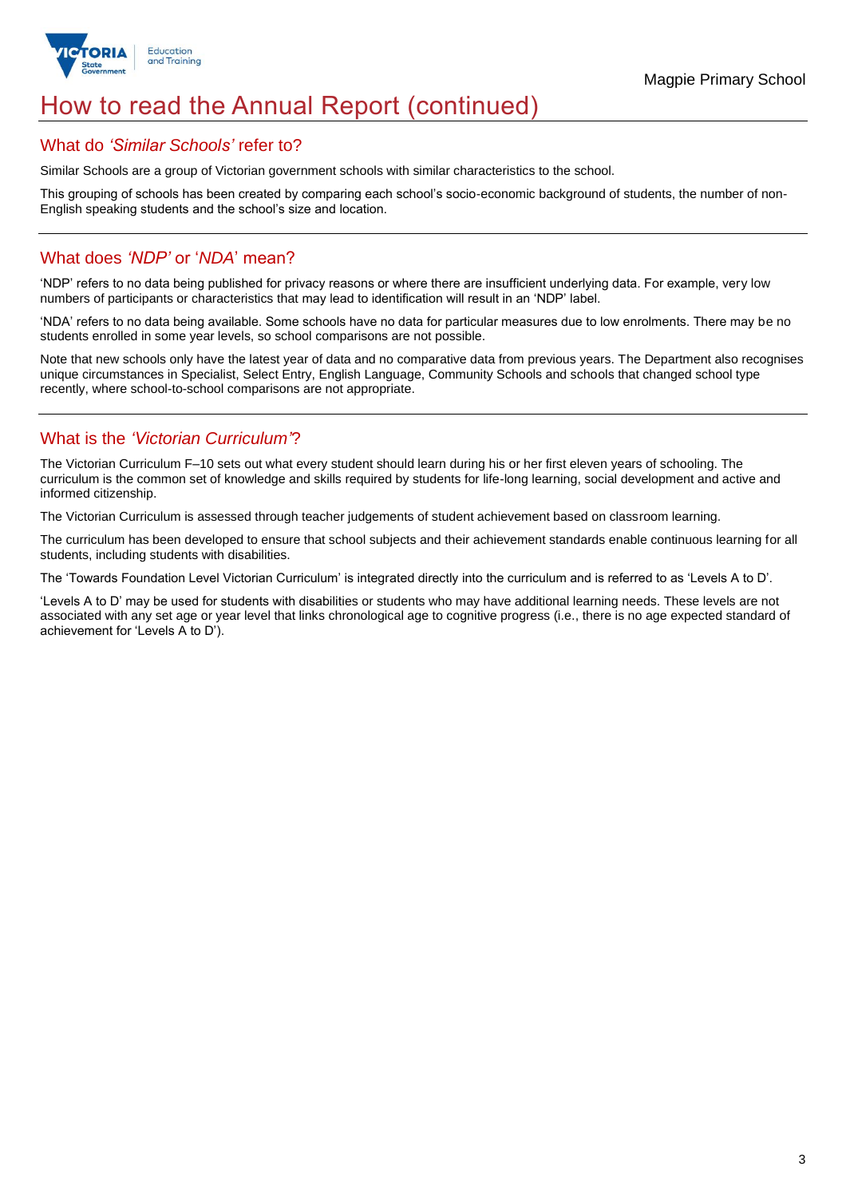# How to read the Annual Report (continued)

## What do *'Similar Schools'* refer to?

Similar Schools are a group of Victorian government schools with similar characteristics to the school.

This grouping of schools has been created by comparing each school's socio-economic background of students, the number of non-English speaking students and the school's size and location.

## What does *'NDP'* or '*NDA*' mean?

'NDP' refers to no data being published for privacy reasons or where there are insufficient underlying data. For example, very low numbers of participants or characteristics that may lead to identification will result in an 'NDP' label.

'NDA' refers to no data being available. Some schools have no data for particular measures due to low enrolments. There may be no students enrolled in some year levels, so school comparisons are not possible.

Note that new schools only have the latest year of data and no comparative data from previous years. The Department also recognises unique circumstances in Specialist, Select Entry, English Language, Community Schools and schools that changed school type recently, where school-to-school comparisons are not appropriate.

## What is the *'Victorian Curriculum'*?

The Victorian Curriculum F–10 sets out what every student should learn during his or her first eleven years of schooling. The curriculum is the common set of knowledge and skills required by students for life-long learning, social development and active and informed citizenship.

The Victorian Curriculum is assessed through teacher judgements of student achievement based on classroom learning.

The curriculum has been developed to ensure that school subjects and their achievement standards enable continuous learning for all students, including students with disabilities.

The 'Towards Foundation Level Victorian Curriculum' is integrated directly into the curriculum and is referred to as 'Levels A to D'.

'Levels A to D' may be used for students with disabilities or students who may have additional learning needs. These levels are not associated with any set age or year level that links chronological age to cognitive progress (i.e., there is no age expected standard of achievement for 'Levels A to D').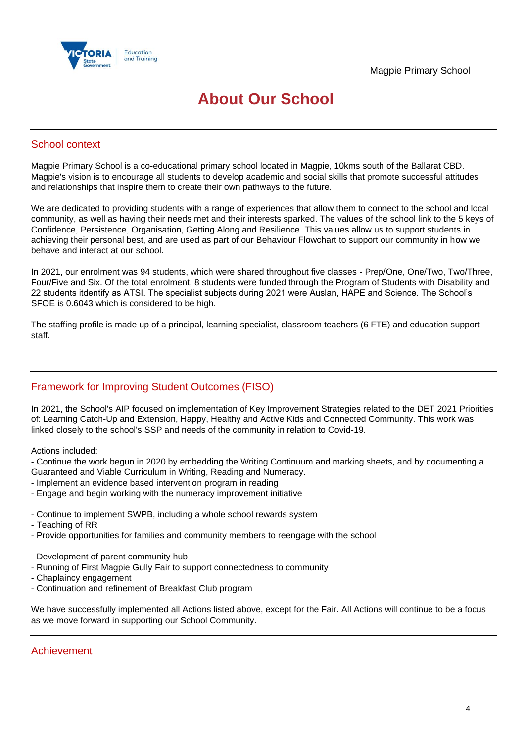# About Our School

## School context

Magpie Primary School is a co-educational primary school located in Magpie, 10kms south of the Ballarat CBD. Magpie's vision is to encourage all students to develop academic and social skills that promote successful attitudes and relationships that inspire them to create their own pathways to the future.

We are dedicated to providing students with a range of experiences that allow them to connect to the school and local community, as well as having their needs met and their interests sparked. The values of the school link to the 5 keys of Confidence, Persistence, Organisation, Getting Along and Resilience. This values allow us to support students in achieving their personal best, and are used as part of our Behaviour Flowchart to support our community in how we behave and interact at our school.

In 2021, our enrolment was 94 students, which were shared throughout five classes - Prep/One, One/Two, Two/Three, Four/Five and Six. Of the total enrolment, 8 students were funded through the Program of Students with Disability and 22 students itdentify as ATSI. The specialist subjects during 2021 were Auslan, HAPE and Science. The School's SFOE is 0.6043 which is considered to be high.

The staffing profile is made up of a principal, learning specialist, classroom teachers (6 FTE) and education support staff.

## Framework for Improving Student Outcomes (FISO)

In 2021, the School's AIP focused on implementation of Key Improvement Strategies related to the DET 2021 Priorities of: Learning Catch-Up and Extension, Happy, Healthy and Active Kids and Connected Community. This work was linked closely to the school's SSP and needs of the community in relation to Covid-19.

Actions included:

- Continue the work begun in 2020 by embedding the Writing Continuum and marking sheets, and by documenting a Guaranteed and Viable Curriculum in Writing, Reading and Numeracy.
- Implement an evidence based intervention program in reading
- Engage and begin working with the numeracy improvement initiative

- Continue to implement SWPB, including a whole school rewards system
- Teaching of RR
- Provide opportunities for families and community members to reengage with the school

- Development of parent community hub
- Running of First Magpie Gully Fair to support connectedness to community
- Chaplaincy engagement
- Continuation and refinement of Breakfast Club program

We have successfully implemented all Actions listed above, except for the Fair. All Actions will continue to be a focus as we move forward in supporting our School Community.

## Achievement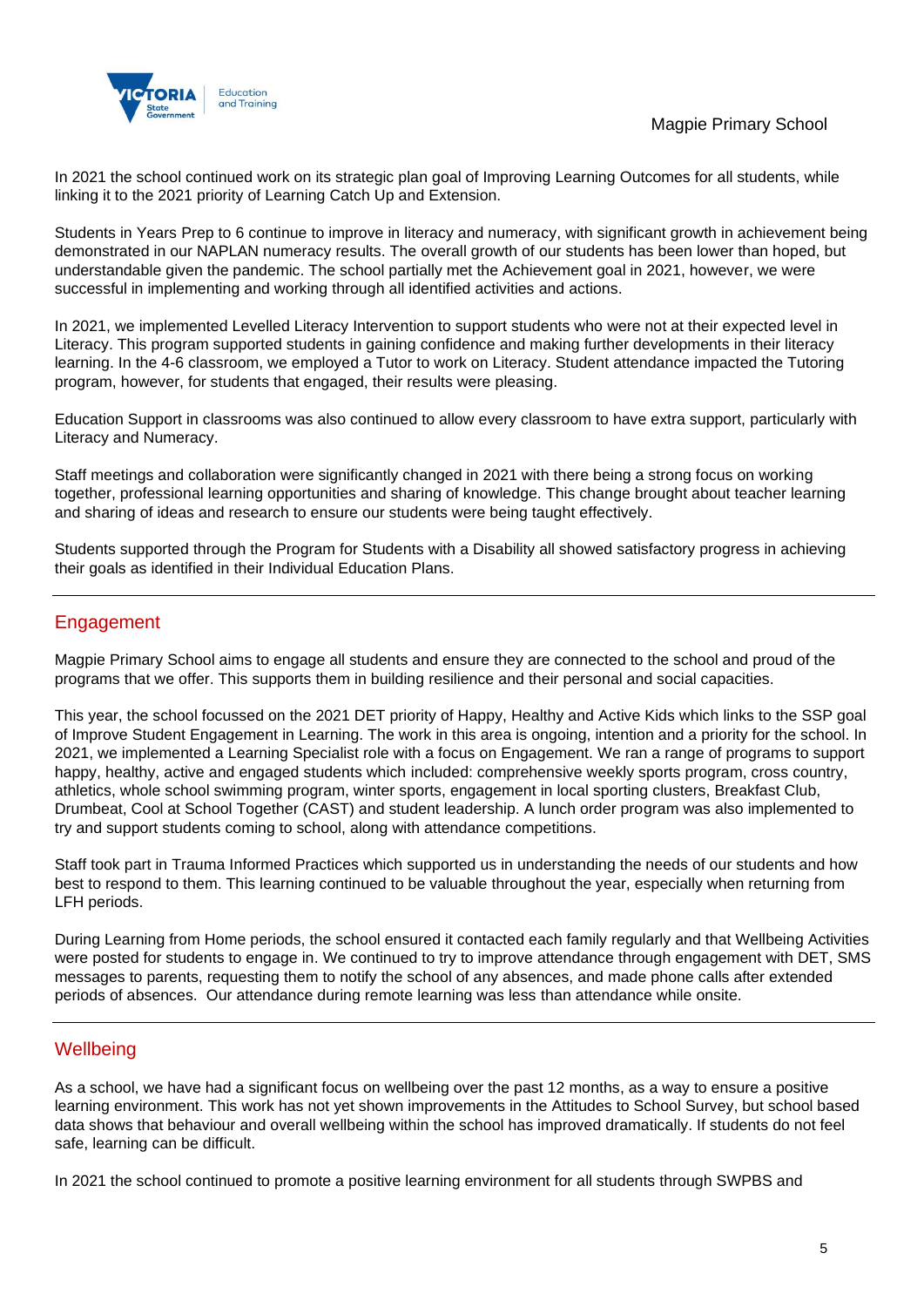In 2021 the school continued work on its strategic plan goal of Improving Learning Outcomes for all students, while linking it to the 2021 priority of Learning Catch Up and Extension.

Students in Years Prep to 6 continue to improve in literacy and numeracy, with significant growth in achievement being demonstrated in our NAPLAN numeracy results. The overall growth of our students has been lower than hoped, but understandable given the pandemic. The school partially met the Achievement goal in 2021, however, we were successful in implementing and working through all identified activities and actions.

In 2021, we implemented Levelled Literacy Intervention to support students who were not at their expected level in Literacy. This program supported students in gaining confidence and making further developments in their literacy learning. In the 4-6 classroom, we employed a Tutor to work on Literacy. Student attendance impacted the Tutoring program, however, for students that engaged, their results were pleasing.

Education Support in classrooms was also continued to allow every classroom to have extra support, particularly with Literacy and Numeracy.

Staff meetings and collaboration were significantly changed in 2021 with there being a strong focus on working together, professional learning opportunities and sharing of knowledge. This change brought about teacher learning and sharing of ideas and research to ensure our students were being taught effectively.

Students supported through the Program for Students with a Disability all showed satisfactory progress in achieving their goals as identified in their Individual Education Plans.

## Engagement

Magpie Primary School aims to engage all students and ensure they are connected to the school and proud of the programs that we offer. This supports them in building resilience and their personal and social capacities.

This year, the school focussed on the 2021 DET priority of Happy, Healthy and Active Kids which links to the SSP goal of Improve Student Engagement in Learning. The work in this area is ongoing, intention and a priority for the school. In 2021, we implemented a Learning Specialist role with a focus on Engagement. We ran a range of programs to support happy, healthy, active and engaged students which included: comprehensive weekly sports program, cross country, athletics, whole school swimming program, winter sports, engagement in local sporting clusters, Breakfast Club, Drumbeat, Cool at School Together (CAST) and student leadership. A lunch order program was also implemented to try and support students coming to school, along with attendance competitions.

Staff took part in Trauma Informed Practices which supported us in understanding the needs of our students and how best to respond to them. This learning continued to be valuable throughout the year, especially when returning from LFH periods.

During Learning from Home periods, the school ensured it contacted each family regularly and that Wellbeing Activities were posted for students to engage in. We continued to try to improve attendance through engagement with DET, SMS messages to parents, requesting them to notify the school of any absences, and made phone calls after extended periods of absences. Our attendance during remote learning was less than attendance while onsite.

## Wellbeing

As a school, we have had a significant focus on wellbeing over the past 12 months, as a way to ensure a positive learning environment. This work has not yet shown improvements in the Attitudes to School Survey, but school based data shows that behaviour and overall wellbeing within the school has improved dramatically. If students do not feel safe, learning can be difficult.

In 2021 the school continued to promote a positive learning environment for all students through SWPBS and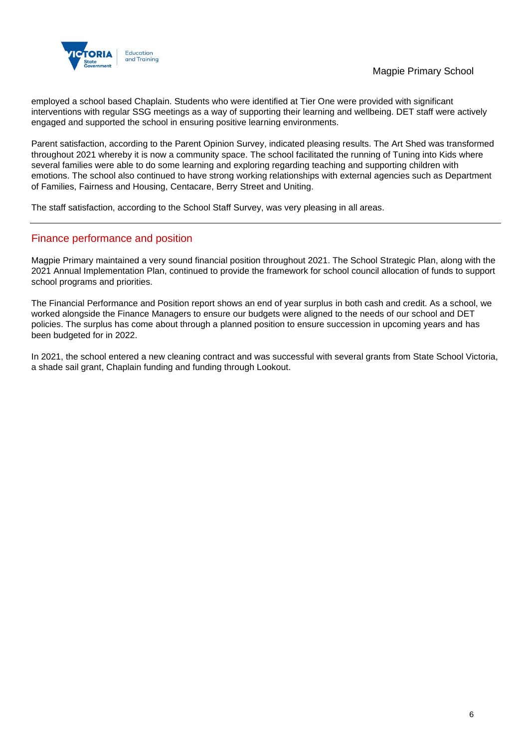employed a school based Chaplain. Students who were identified at Tier One were provided with significant interventions with regular SSG meetings as a way of supporting their learning and wellbeing. DET staff were actively engaged and supported the school in ensuring positive learning environments.

Parent satisfaction, according to the Parent Opinion Survey, indicated pleasing results. The Art Shed was transformed throughout 2021 whereby it is now a community space. The school facilitated the running of Tuning into Kids where several families were able to do some learning and exploring regarding teaching and supporting children with emotions. The school also continued to have strong working relationships with external agencies such as Department of Families, Fairness and Housing, Centacare, Berry Street and Uniting.

The staff satisfaction, according to the School Staff Survey, was very pleasing in all areas.

## Finance performance and position

Magpie Primary maintained a very sound financial position throughout 2021. The School Strategic Plan, along with the 2021 Annual Implementation Plan, continued to provide the framework for school council allocation of funds to support school programs and priorities.

The Financial Performance and Position report shows an end of year surplus in both cash and credit. As a school, we worked alongside the Finance Managers to ensure our budgets were aligned to the needs of our school and DET policies. The surplus has come about through a planned position to ensure succession in upcoming years and has been budgeted for in 2022.

In 2021, the school entered a new cleaning contract and was successful with several grants from State School Victoria, a shade sail grant, Chaplain funding and funding through Lookout.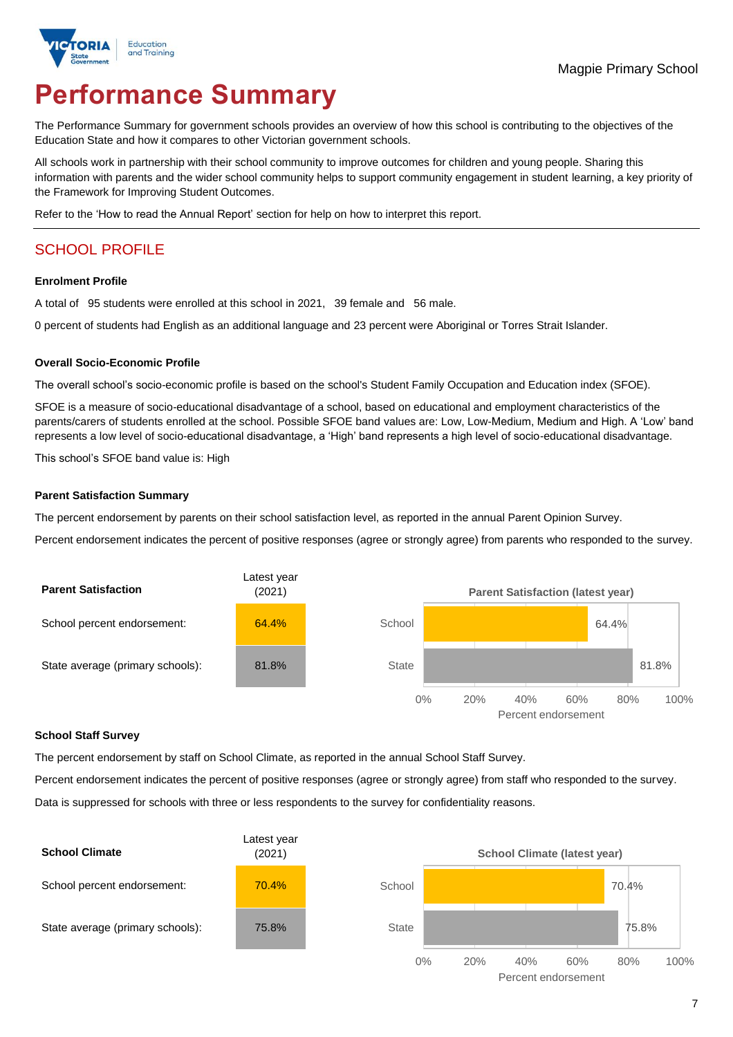Magpie Primary School

# Performance Summary

The Performance Summary for government schools provides an overview of how this school is contributing to the objectives of the Education State and how it compares to other Victorian government schools.

All schools work in partnership with their school community to improve outcomes for children and young people. Sharing this information with parents and the wider school community helps to support community engagement in student learning, a key priority of the Framework for Improving Student Outcomes.

Refer to the 'How to read the Annual Report' section for help on how to interpret this report.

## SCHOOL PROFILE

### Enrolment Profile

A total of 95 students were enrolled at this school in 2021, 39 female and 56 male.

0 percent of students had English as an additional language and 23 percent were Aboriginal or Torres Strait Islander.

### Overall Socio-Economic Profile

The overall school's socio-economic profile is based on the school's Student Family Occupation and Education index (SFOE).

SFOE is a measure of socio-educational disadvantage of a school, based on educational and employment characteristics of the parents/carers of students enrolled at the school. Possible SFOE band values are: Low, Low-Medium, Medium and High. A 'Low' band represents a low level of socio-educational disadvantage, a 'High' band represents a high level of socio-educational disadvantage.

This school's SFOE band value is: High

### Parent Satisfaction Summary

The percent endorsement by parents on their school satisfaction level, as reported in the annual Parent Opinion Survey.

Percent endorsement indicates the percent of positive responses (agree or strongly agree) from parents who responded to the survey.

| Parent Satisfaction | Latest year (2021) |
|---|---|
| School percent endorsement: | 64.4% |
| State average (primary schools): | 81.8% |

Parent Satisfaction (latest year)

| | Percent endorsement |
|---|---|
| School | 64.4% |
| State | 81.8% |

### School Staff Survey

The percent endorsement by staff on School Climate, as reported in the annual School Staff Survey.

Percent endorsement indicates the percent of positive responses (agree or strongly agree) from staff who responded to the survey.

Data is suppressed for schools with three or less respondents to the survey for confidentiality reasons.

| School Climate | Latest year (2021) |
|---|---|
| School percent endorsement: | 70.4% |
| State average (primary schools): | 75.8% |

School Climate (latest year)

| | Percent endorsement |
|---|---|
| School | 70.4% |
| State | 75.8% |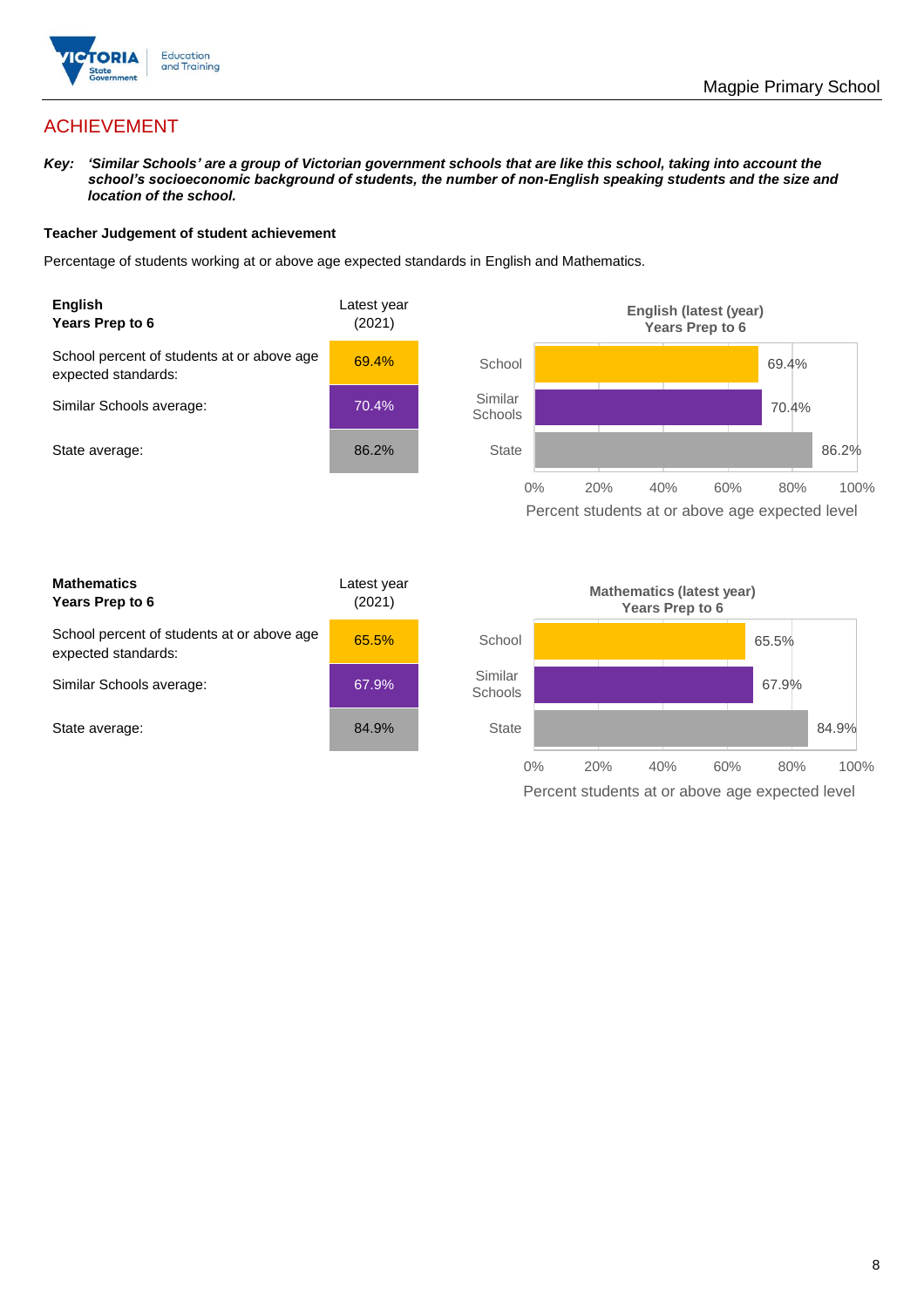## ACHIEVEMENT

***Key:*** ***'Similar Schools' are a group of Victorian government schools that are like this school, taking into account the school's socioeconomic background of students, the number of non-English speaking students and the size and location of the school.***

### Teacher Judgement of student achievement

Percentage of students working at or above age expected standards in English and Mathematics.

| **English** **Years Prep to 6** | Latest year (2021) |
|---|---|
| School percent of students at or above age expected standards: | 69.4% |
| Similar Schools average: | 70.4% |
| State average: | 86.2% |

**English (latest (year) Years Prep to 6**

| | Percent students at or above age expected level |
|---|---|
| School | 69.4% |
| Similar Schools | 70.4% |
| State | 86.2% |

| **Mathematics** **Years Prep to 6** | Latest year (2021) |
|---|---|
| School percent of students at or above age expected standards: | 65.5% |
| Similar Schools average: | 67.9% |
| State average: | 84.9% |

**Mathematics (latest year) Years Prep to 6**

| | Percent students at or above age expected level |
|---|---|
| School | 65.5% |
| Similar Schools | 67.9% |
| State | 84.9% |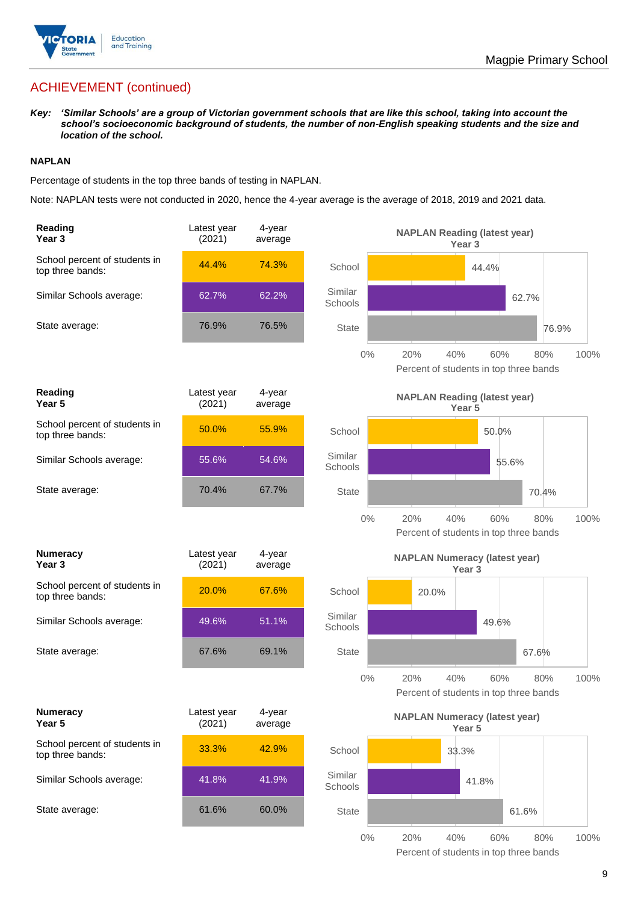## ACHIEVEMENT (continued)

***Key:*** ***'Similar Schools' are a group of Victorian government schools that are like this school, taking into account the school's socioeconomic background of students, the number of non-English speaking students and the size and location of the school.***

**NAPLAN**

Percentage of students in the top three bands of testing in NAPLAN.

Note: NAPLAN tests were not conducted in 2020, hence the 4-year average is the average of 2018, 2019 and 2021 data.

| **Reading Year 3** | Latest year (2021) | 4-year average |
|---|---|---|
| School percent of students in top three bands: | 44.4% | 74.3% |
| Similar Schools average: | 62.7% | 62.2% |
| State average: | 76.9% | 76.5% |

**NAPLAN Reading (latest year) Year 3**

| | Percent of students in top three bands |
|---|---|
| School | 44.4% |
| Similar Schools | 62.7% |
| State | 76.9% |

| **Reading Year 5** | Latest year (2021) | 4-year average |
|---|---|---|
| School percent of students in top three bands: | 50.0% | 55.9% |
| Similar Schools average: | 55.6% | 54.6% |
| State average: | 70.4% | 67.7% |

**NAPLAN Reading (latest year) Year 5**

| | Percent of students in top three bands |
|---|---|
| School | 50.0% |
| Similar Schools | 55.6% |
| State | 70.4% |

| **Numeracy Year 3** | Latest year (2021) | 4-year average |
|---|---|---|
| School percent of students in top three bands: | 20.0% | 67.6% |
| Similar Schools average: | 49.6% | 51.1% |
| State average: | 67.6% | 69.1% |

**NAPLAN Numeracy (latest year) Year 3**

| | Percent of students in top three bands |
|---|---|
| School | 20.0% |
| Similar Schools | 49.6% |
| State | 67.6% |

| **Numeracy Year 5** | Latest year (2021) | 4-year average |
|---|---|---|
| School percent of students in top three bands: | 33.3% | 42.9% |
| Similar Schools average: | 41.8% | 41.9% |
| State average: | 61.6% | 60.0% |

**NAPLAN Numeracy (latest year) Year 5**

| | Percent of students in top three bands |
|---|---|
| School | 33.3% |
| Similar Schools | 41.8% |
| State | 61.6% |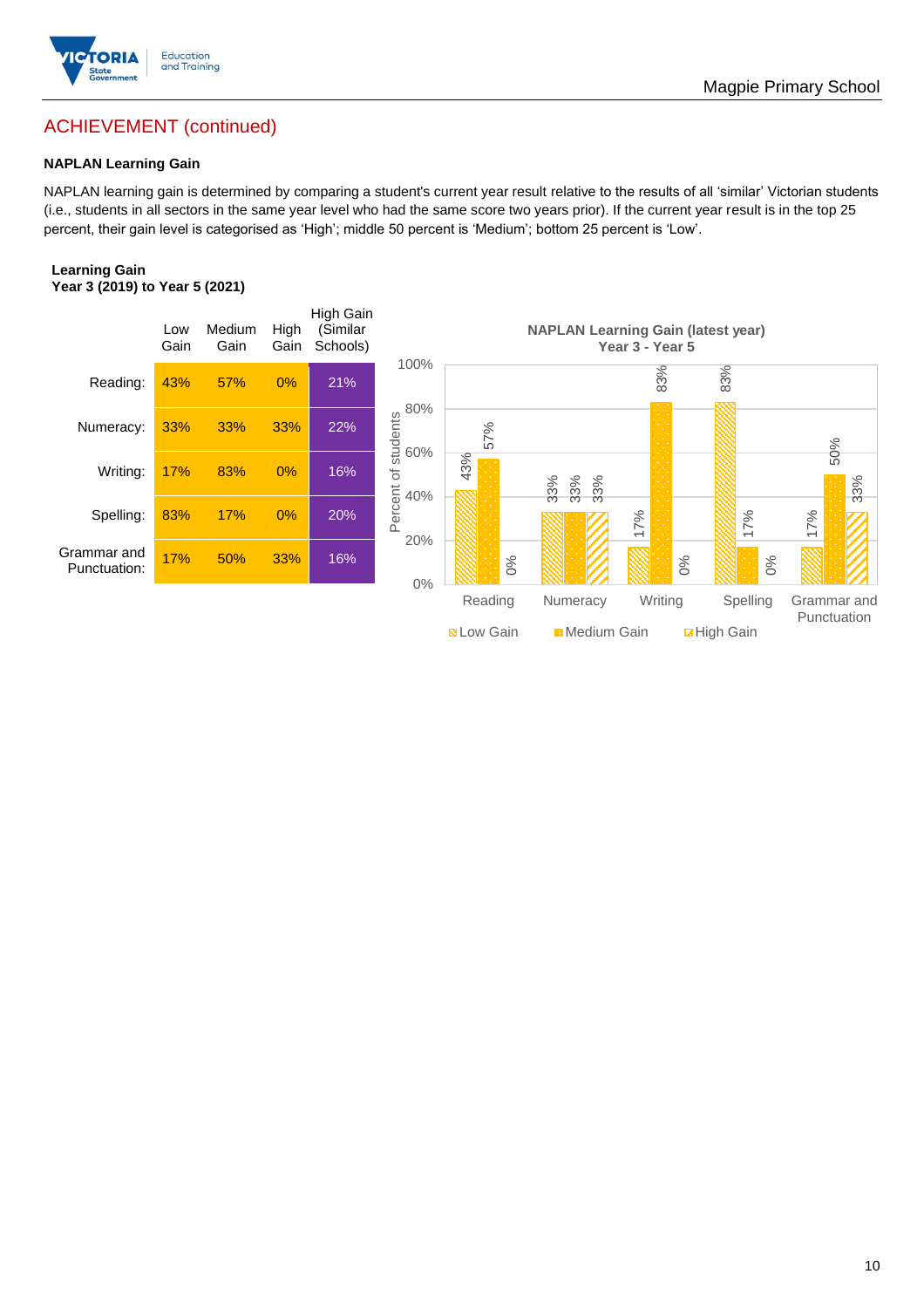## ACHIEVEMENT (continued)

### NAPLAN Learning Gain

NAPLAN learning gain is determined by comparing a student's current year result relative to the results of all 'similar' Victorian students (i.e., students in all sectors in the same year level who had the same score two years prior). If the current year result is in the top 25 percent, their gain level is categorised as 'High'; middle 50 percent is 'Medium'; bottom 25 percent is 'Low'.

**Learning Gain**
**Year 3 (2019) to Year 5 (2021)**

| | Low Gain | Medium Gain | High Gain | High Gain (Similar Schools) |
|---|---|---|---|---|
| Reading: | 43% | 57% | 0% | 21% |
| Numeracy: | 33% | 33% | 33% | 22% |
| Writing: | 17% | 83% | 0% | 16% |
| Spelling: | 83% | 17% | 0% | 20% |
| Grammar and Punctuation: | 17% | 50% | 33% | 16% |

**NAPLAN Learning Gain (latest year)**
**Year 3 - Year 5**

| | Low Gain | Medium Gain | High Gain |
|---|---|---|---|
| Reading | 43% | 57% | 0% |
| Numeracy | 33% | 33% | 33% |
| Writing | 17% | 83% | 0% |
| Spelling | 83% | 17% | 0% |
| Grammar and Punctuation | 17% | 50% | 33% |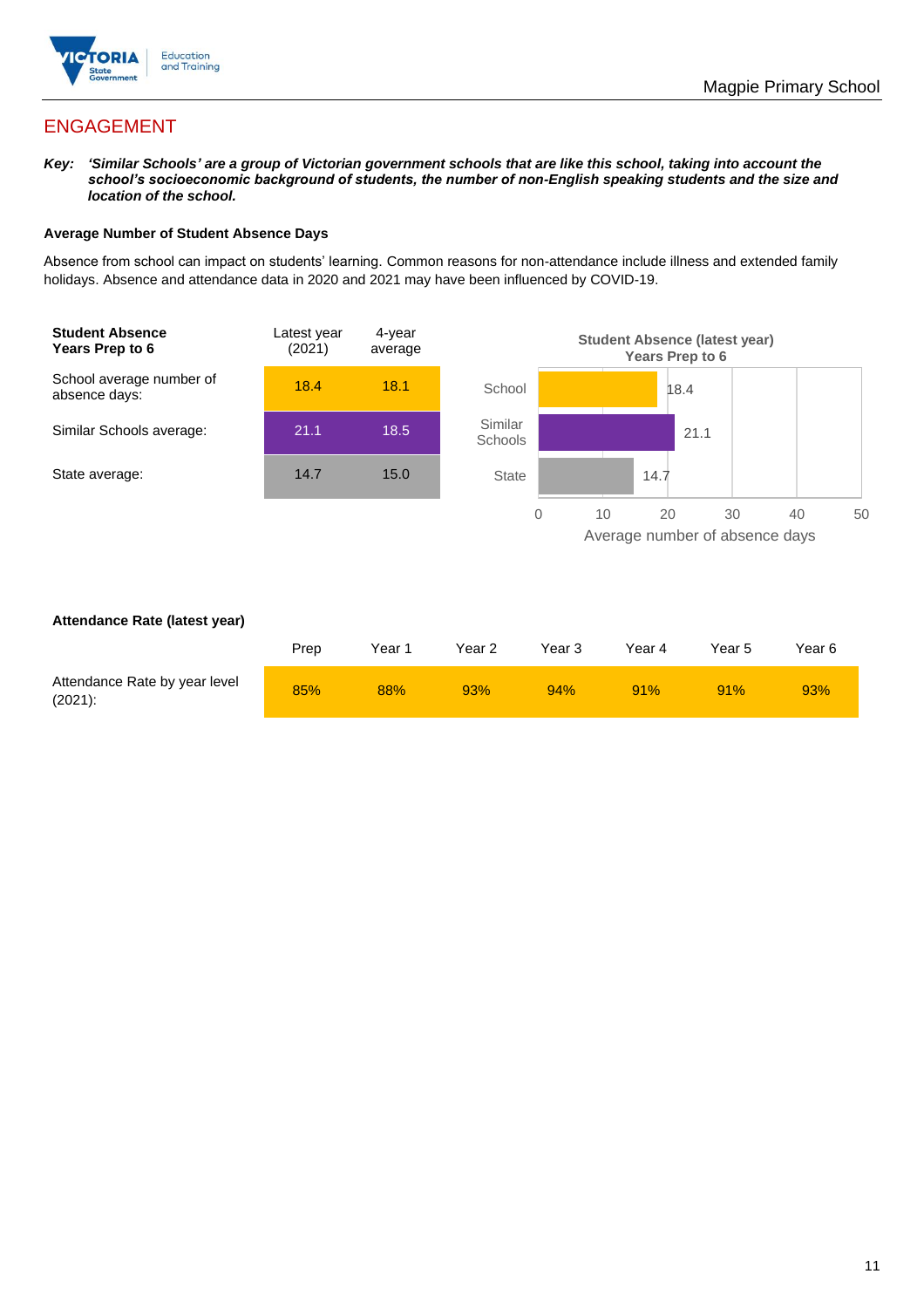## ENGAGEMENT

***Key:** 'Similar Schools' are a group of Victorian government schools that are like this school, taking into account the school's socioeconomic background of students, the number of non-English speaking students and the size and location of the school.*

### Average Number of Student Absence Days

Absence from school can impact on students' learning. Common reasons for non-attendance include illness and extended family holidays. Absence and attendance data in 2020 and 2021 may have been influenced by COVID-19.

| **Student Absence Years Prep to 6** | Latest year (2021) | 4-year average |
|---|---|---|
| School average number of absence days: | 18.4 | 18.1 |
| Similar Schools average: | 21.1 | 18.5 |
| State average: | 14.7 | 15.0 |

**Student Absence (latest year) Years Prep to 6**

| | Average number of absence days |
|---|---|
| School | 18.4 |
| Similar Schools | 21.1 |
| State | 14.7 |

**Attendance Rate (latest year)**

| | Prep | Year 1 | Year 2 | Year 3 | Year 4 | Year 5 | Year 6 |
|---|---|---|---|---|---|---|---|
| Attendance Rate by year level (2021): | 85% | 88% | 93% | 94% | 91% | 91% | 93% |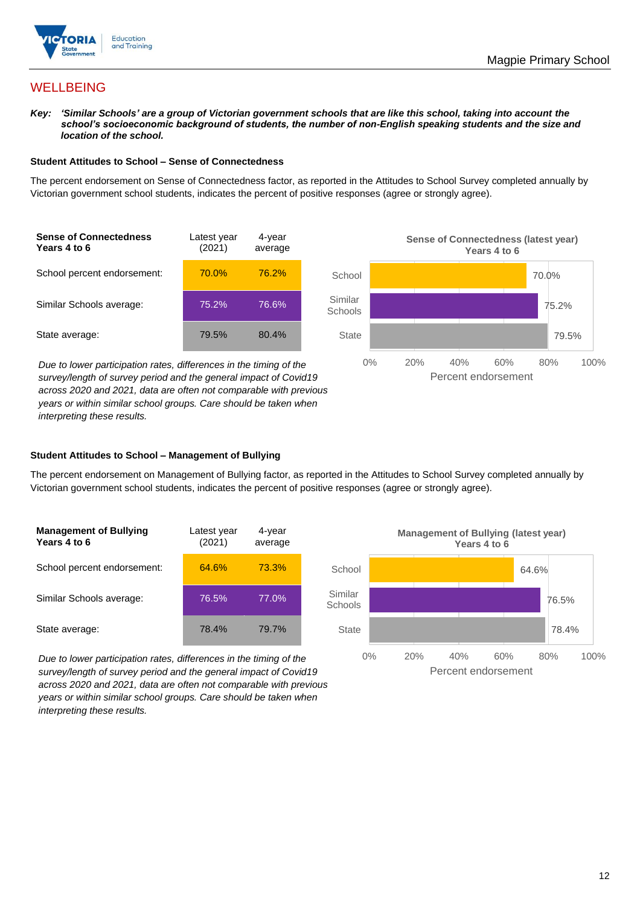## WELLBEING

***Key:** 'Similar Schools' are a group of Victorian government schools that are like this school, taking into account the school's socioeconomic background of students, the number of non-English speaking students and the size and location of the school.*

### Student Attitudes to School – Sense of Connectedness

The percent endorsement on Sense of Connectedness factor, as reported in the Attitudes to School Survey completed annually by Victorian government school students, indicates the percent of positive responses (agree or strongly agree).

| Sense of Connectedness Years 4 to 6 | Latest year (2021) | 4-year average |
|---|---|---|
| School percent endorsement: | 70.0% | 76.2% |
| Similar Schools average: | 75.2% | 76.6% |
| State average: | 79.5% | 80.4% |

*Due to lower participation rates, differences in the timing of the survey/length of survey period and the general impact of Covid19 across 2020 and 2021, data are often not comparable with previous years or within similar school groups. Care should be taken when interpreting these results.*

**Sense of Connectedness (latest year) Years 4 to 6**

| | Percent endorsement |
|---|---|
| School | 70.0% |
| Similar Schools | 75.2% |
| State | 79.5% |

### Student Attitudes to School – Management of Bullying

The percent endorsement on Management of Bullying factor, as reported in the Attitudes to School Survey completed annually by Victorian government school students, indicates the percent of positive responses (agree or strongly agree).

| Management of Bullying Years 4 to 6 | Latest year (2021) | 4-year average |
|---|---|---|
| School percent endorsement: | 64.6% | 73.3% |
| Similar Schools average: | 76.5% | 77.0% |
| State average: | 78.4% | 79.7% |

*Due to lower participation rates, differences in the timing of the survey/length of survey period and the general impact of Covid19 across 2020 and 2021, data are often not comparable with previous years or within similar school groups. Care should be taken when interpreting these results.*

**Management of Bullying (latest year) Years 4 to 6**

| | Percent endorsement |
|---|---|
| School | 64.6% |
| Similar Schools | 76.5% |
| State | 78.4% |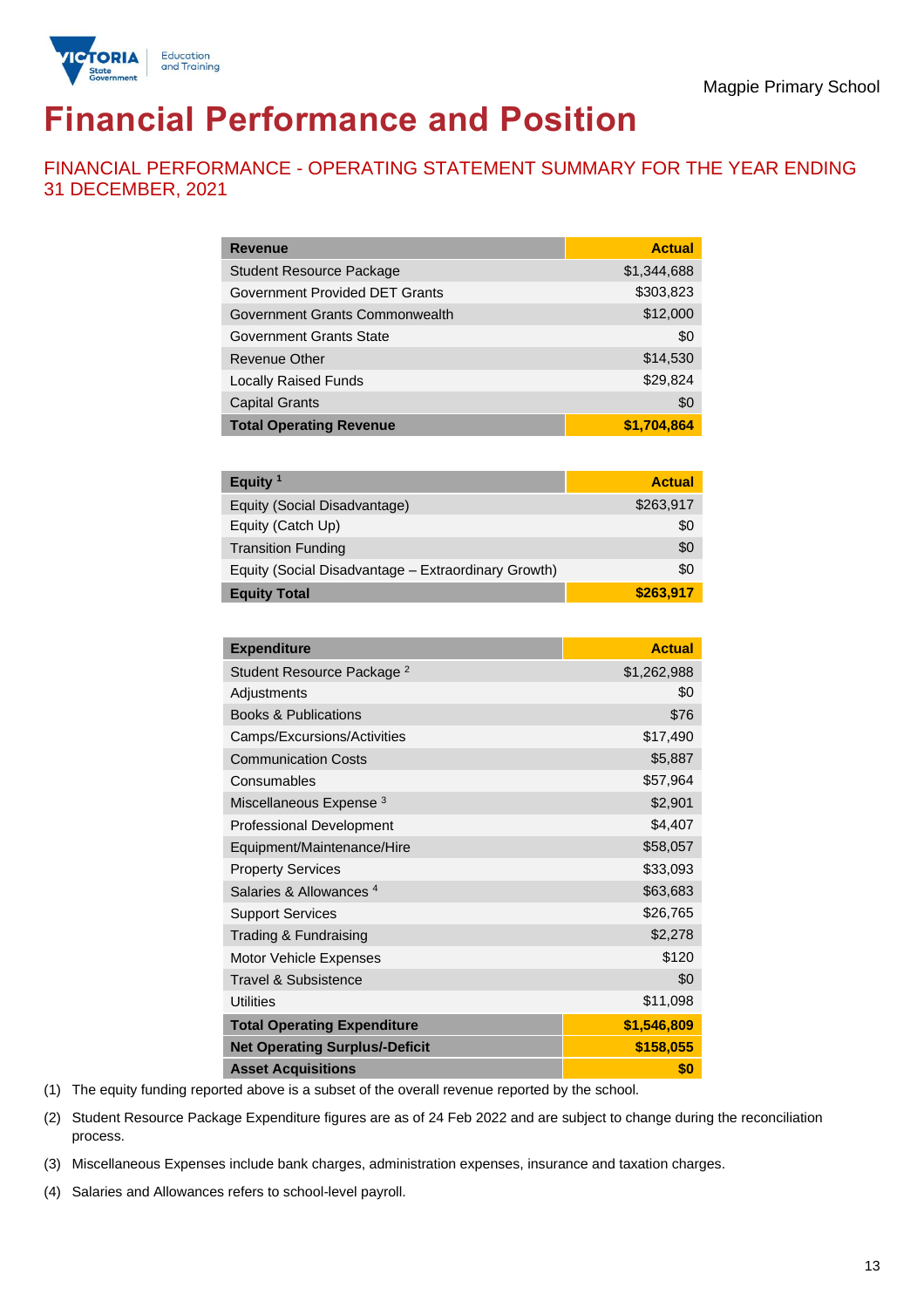Magpie Primary School

# Financial Performance and Position

## FINANCIAL PERFORMANCE - OPERATING STATEMENT SUMMARY FOR THE YEAR ENDING 31 DECEMBER, 2021

| Revenue | Actual |
|---|---|
| Student Resource Package | $1,344,688 |
| Government Provided DET Grants | $303,823 |
| Government Grants Commonwealth | $12,000 |
| Government Grants State | $0 |
| Revenue Other | $14,530 |
| Locally Raised Funds | $29,824 |
| Capital Grants | $0 |
| **Total Operating Revenue** | **$1,704,864** |

| Equity [1] | Actual |
|---|---|
| Equity (Social Disadvantage) | $263,917 |
| Equity (Catch Up) | $0 |
| Transition Funding | $0 |
| Equity (Social Disadvantage – Extraordinary Growth) | $0 |
| **Equity Total** | **$263,917** |

| Expenditure | Actual |
|---|---|
| Student Resource Package [2] | $1,262,988 |
| Adjustments | $0 |
| Books & Publications | $76 |
| Camps/Excursions/Activities | $17,490 |
| Communication Costs | $5,887 |
| Consumables | $57,964 |
| Miscellaneous Expense [3] | $2,901 |
| Professional Development | $4,407 |
| Equipment/Maintenance/Hire | $58,057 |
| Property Services | $33,093 |
| Salaries & Allowances [4] | $63,683 |
| Support Services | $26,765 |
| Trading & Fundraising | $2,278 |
| Motor Vehicle Expenses | $120 |
| Travel & Subsistence | $0 |
| Utilities | $11,098 |
| **Total Operating Expenditure** | **$1,546,809** |
| **Net Operating Surplus/-Deficit** | **$158,055** |
| **Asset Acquisitions** | **$0** |

(1) The equity funding reported above is a subset of the overall revenue reported by the school.

(2) Student Resource Package Expenditure figures are as of 24 Feb 2022 and are subject to change during the reconciliation process.

(3) Miscellaneous Expenses include bank charges, administration expenses, insurance and taxation charges.

(4) Salaries and Allowances refers to school-level payroll.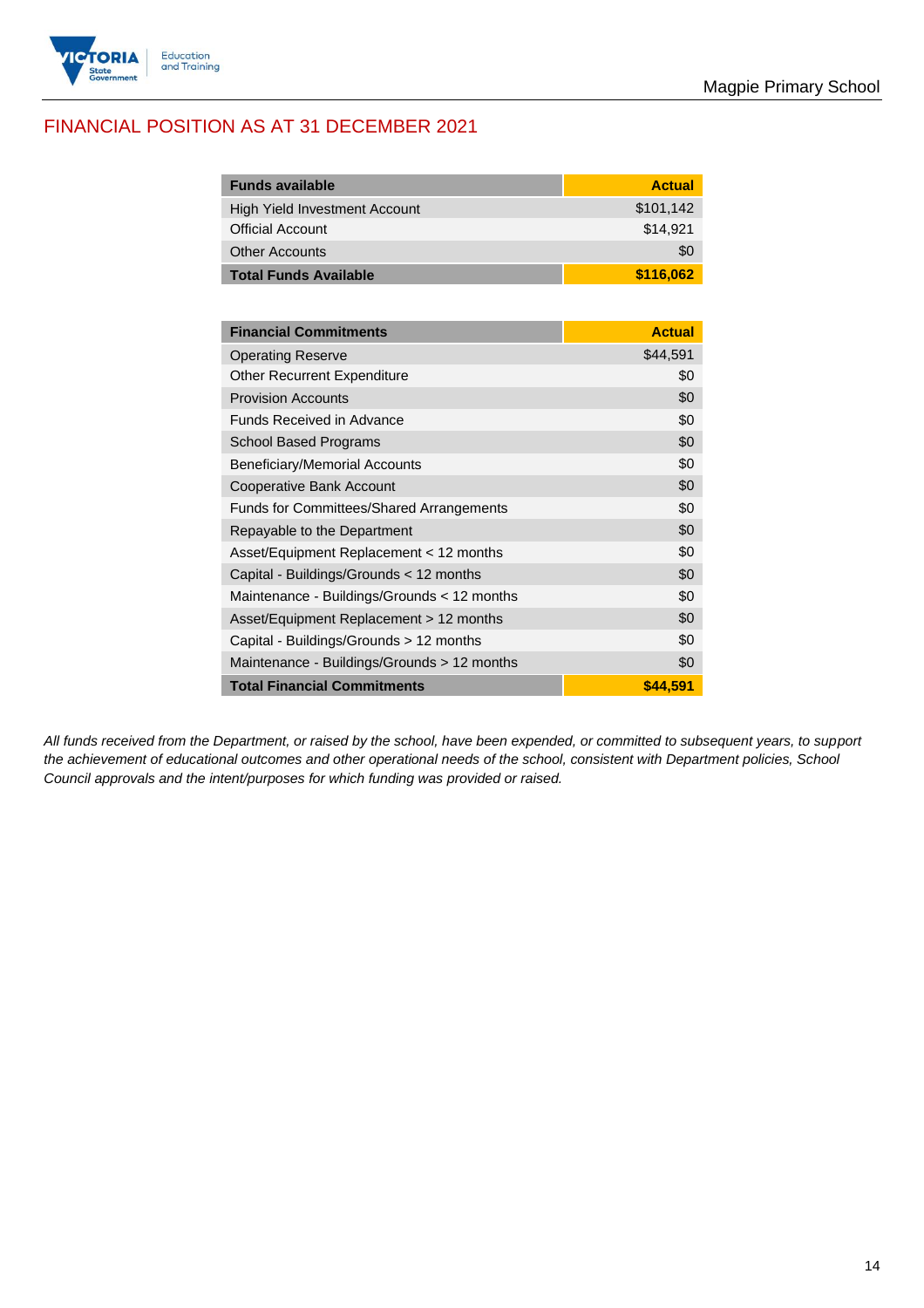# FINANCIAL POSITION AS AT 31 DECEMBER 2021

| Funds available | Actual |
|---|---|
| High Yield Investment Account | $101,142 |
| Official Account | $14,921 |
| Other Accounts | $0 |
| **Total Funds Available** | **$116,062** |

| Financial Commitments | Actual |
|---|---|
| Operating Reserve | $44,591 |
| Other Recurrent Expenditure | $0 |
| Provision Accounts | $0 |
| Funds Received in Advance | $0 |
| School Based Programs | $0 |
| Beneficiary/Memorial Accounts | $0 |
| Cooperative Bank Account | $0 |
| Funds for Committees/Shared Arrangements | $0 |
| Repayable to the Department | $0 |
| Asset/Equipment Replacement < 12 months | $0 |
| Capital - Buildings/Grounds < 12 months | $0 |
| Maintenance - Buildings/Grounds < 12 months | $0 |
| Asset/Equipment Replacement > 12 months | $0 |
| Capital - Buildings/Grounds > 12 months | $0 |
| Maintenance - Buildings/Grounds > 12 months | $0 |
| **Total Financial Commitments** | **$44,591** |

*All funds received from the Department, or raised by the school, have been expended, or committed to subsequent years, to support the achievement of educational outcomes and other operational needs of the school, consistent with Department policies, School Council approvals and the intent/purposes for which funding was provided or raised.*